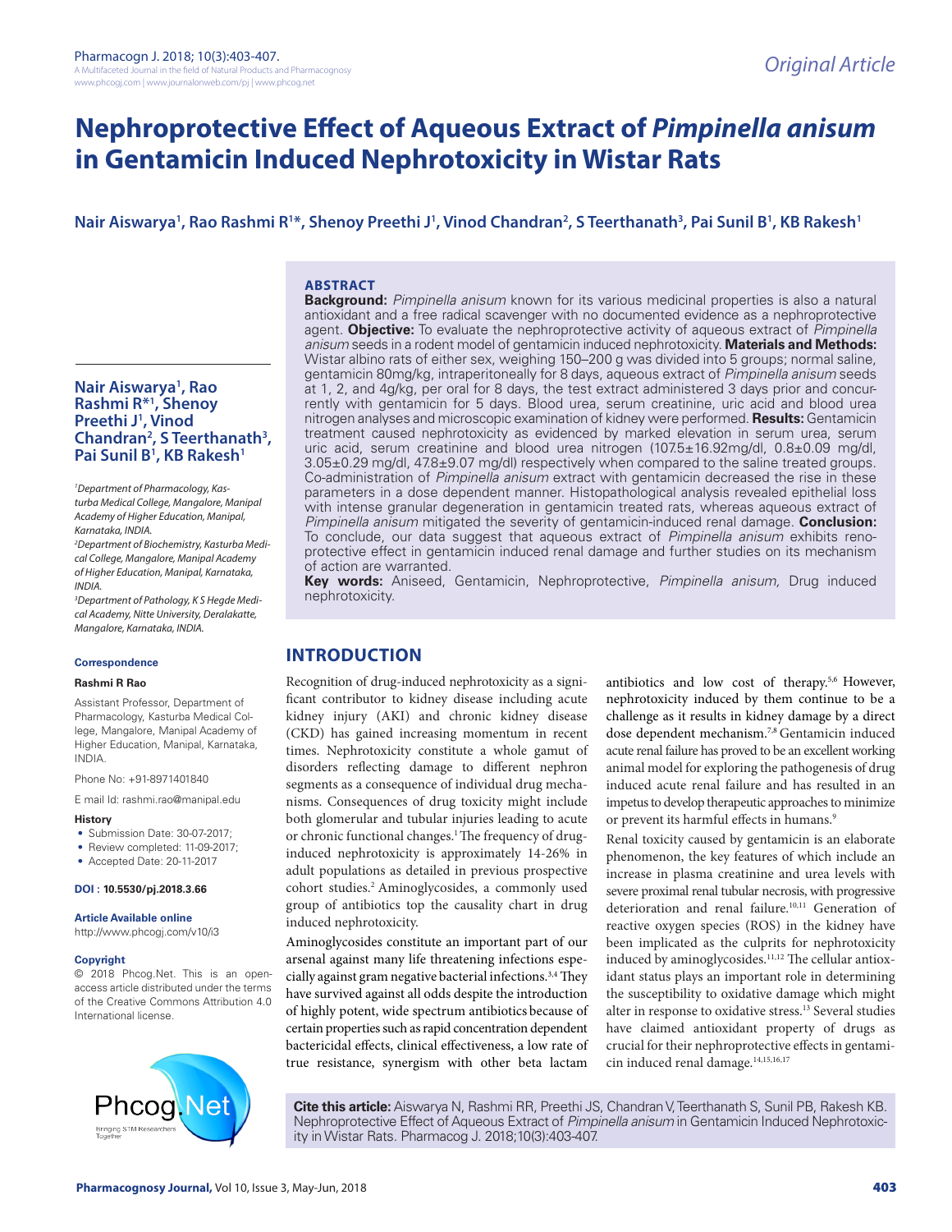# Nephroprotective Effect of Aqueous Extract of *Pimpinella anisum* in Gentamicin Induced Nephrotoxicity in Wistar Rats

**Nair Aiswarya[1], Rao Rashmi R[1*], Shenoy Preethi J[1], Vinod Chandran[2], S Teerthanath[3], Pai Sunil B[1], KB Rakesh[1]**

[1]*Department of Pharmacology, Kasturba Medical College, Mangalore, Manipal Academy of Higher Education, Manipal, Karnataka, INDIA.*

[2]*Department of Biochemistry, Kasturba Medical College, Mangalore, Manipal Academy of Higher Education, Manipal, Karnataka, INDIA.*

[3]*Department of Pathology, K S Hegde Medical Academy, Nitte University, Deralakatte, Mangalore, Karnataka, INDIA.*

**Correspondence**

**Rashmi R Rao**

Assistant Professor, Department of Pharmacology, Kasturba Medical College, Mangalore, Manipal Academy of Higher Education, Manipal, Karnataka, INDIA.

Phone No: +91-8971401840

E mail Id: rashmi.rao@manipal.edu

**History**

- Submission Date: 30-07-2017;
- Review completed: 11-09-2017;
- Accepted Date: 20-11-2017

**DOI : 10.5530/pj.2018.3.66**

**Article Available online**

http://www.phcogj.com/v10/i3

**Copyright**

© 2018 Phcog.Net. This is an open-access article distributed under the terms of the Creative Commons Attribution 4.0 International license.

## ABSTRACT

**Background:** *Pimpinella anisum* known for its various medicinal properties is also a natural antioxidant and a free radical scavenger with no documented evidence as a nephroprotective agent. **Objective:** To evaluate the nephroprotective activity of aqueous extract of *Pimpinella anisum* seeds in a rodent model of gentamicin induced nephrotoxicity. **Materials and Methods:** Wistar albino rats of either sex, weighing 150–200 g was divided into 5 groups; normal saline, gentamicin 80mg/kg, intraperitoneally for 8 days, aqueous extract of *Pimpinella anisum* seeds at 1, 2, and 4g/kg, per oral for 8 days, the test extract administered 3 days prior and concurrently with gentamicin for 5 days. Blood urea, serum creatinine, uric acid and blood urea nitrogen analyses and microscopic examination of kidney were performed. **Results:** Gentamicin treatment caused nephrotoxicity as evidenced by marked elevation in serum urea, serum uric acid, serum creatinine and blood urea nitrogen (107.5±16.92mg/dl, 0.8±0.09 mg/dl, 3.05±0.29 mg/dl, 47.8±9.07 mg/dl) respectively when compared to the saline treated groups. Co-administration of *Pimpinella anisum* extract with gentamicin decreased the rise in these parameters in a dose dependent manner. Histopathological analysis revealed epithelial loss with intense granular degeneration in gentamicin treated rats, whereas aqueous extract of *Pimpinella anisum* mitigated the severity of gentamicin-induced renal damage. **Conclusion:** To conclude, our data suggest that aqueous extract of *Pimpinella anisum* exhibits renoprotective effect in gentamicin induced renal damage and further studies on its mechanism of action are warranted.

**Key words:** Aniseed, Gentamicin, Nephroprotective, *Pimpinella anisum,* Drug induced nephrotoxicity.

## INTRODUCTION

Recognition of drug-induced nephrotoxicity as a significant contributor to kidney disease including acute kidney injury (AKI) and chronic kidney disease (CKD) has gained increasing momentum in recent times. Nephrotoxicity constitute a whole gamut of disorders reflecting damage to different nephron segments as a consequence of individual drug mechanisms. Consequences of drug toxicity might include both glomerular and tubular injuries leading to acute or chronic functional changes.[1] The frequency of drug-induced nephrotoxicity is approximately 14-26% in adult populations as detailed in previous prospective cohort studies.[2] Aminoglycosides, a commonly used group of antibiotics top the causality chart in drug induced nephrotoxicity.

Aminoglycosides constitute an important part of our arsenal against many life threatening infections especially against gram negative bacterial infections.[3,4] They have survived against all odds despite the introduction of highly potent, wide spectrum antibiotics because of certain properties such as rapid concentration dependent bactericidal effects, clinical effectiveness, a low rate of true resistance, synergism with other beta lactam antibiotics and low cost of therapy.[5,6] However, nephrotoxicity induced by them continue to be a challenge as it results in kidney damage by a direct dose dependent mechanism.[7,8] Gentamicin induced acute renal failure has proved to be an excellent working animal model for exploring the pathogenesis of drug induced acute renal failure and has resulted in an impetus to develop therapeutic approaches to minimize or prevent its harmful effects in humans.[9]

Renal toxicity caused by gentamicin is an elaborate phenomenon, the key features of which include an increase in plasma creatinine and urea levels with severe proximal renal tubular necrosis, with progressive deterioration and renal failure.[10,11] Generation of reactive oxygen species (ROS) in the kidney have been implicated as the culprits for nephrotoxicity induced by aminoglycosides.[11,12] The cellular antioxidant status plays an important role in determining the susceptibility to oxidative damage which might alter in response to oxidative stress.[13] Several studies have claimed antioxidant property of drugs as crucial for their nephroprotective effects in gentamicin induced renal damage.[14,15,16,17]

**Cite this article:** Aiswarya N, Rashmi RR, Preethi JS, Chandran V, Teerthanath S, Sunil PB, Rakesh KB. Nephroprotective Effect of Aqueous Extract of *Pimpinella anisum* in Gentamicin Induced Nephrotoxicity in Wistar Rats. Pharmacog J. 2018;10(3):403-407.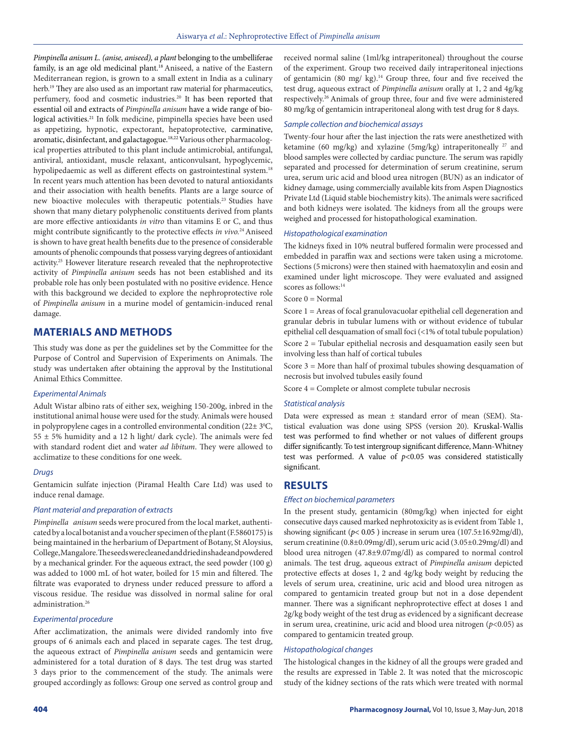*Pimpinella anisum L. (anise, aniseed), a plant* belonging to the umbelliferae family, is an age old medicinal plant.[18] Aniseed, a native of the Eastern Mediterranean region, is grown to a small extent in India as a culinary herb.[19] They are also used as an important raw material for pharmaceutics, perfumery, food and cosmetic industries.[20] It has been reported that essential oil and extracts of *Pimpinella anisum* have a wide range of biological activities.[21] In folk medicine, pimpinella species have been used as appetizing, hypnotic, expectorant, hepatoprotective, carminative, aromatic, disinfectant, and galactagogue.[18,22] Various other pharmacological properties attributed to this plant include antimicrobial, antifungal, antiviral, antioxidant, muscle relaxant, anticonvulsant, hypoglycemic, hypolipedaemic as well as different effects on gastrointestinal system.[18] In recent years much attention has been devoted to natural antioxidants and their association with health benefits. Plants are a large source of new bioactive molecules with therapeutic potentials.[23] Studies have shown that many dietary polyphenolic constituents derived from plants are more effective antioxidants *in vitro* than vitamins E or C, and thus might contribute significantly to the protective effects *in vivo.*[24] Aniseed is shown to have great health benefits due to the presence of considerable amounts of phenolic compounds that possess varying degrees of antioxidant activity.[25] However literature research revealed that the nephroprotective activity of *Pimpinella anisum* seeds has not been established and its probable role has only been postulated with no positive evidence. Hence with this background we decided to explore the nephroprotective role of *Pimpinella anisum* in a murine model of gentamicin-induced renal damage.

## MATERIALS AND METHODS

This study was done as per the guidelines set by the Committee for the Purpose of Control and Supervision of Experiments on Animals. The study was undertaken after obtaining the approval by the Institutional Animal Ethics Committee.

### Experimental Animals

Adult Wistar albino rats of either sex, weighing 150-200g, inbred in the institutional animal house were used for the study. Animals were housed in polypropylene cages in a controlled environmental condition (22± 3$^{0}$C, 55 ± 5% humidity and a 12 h light/ dark cycle). The animals were fed with standard rodent diet and water *ad libitum*. They were allowed to acclimatize to these conditions for one week.

### Drugs

Gentamicin sulfate injection (Piramal Health Care Ltd) was used to induce renal damage.

### Plant material and preparation of extracts

*Pimpinella anisum* seeds were procured from the local market, authenticated by a local botanist and a voucher specimen of the plant (F.5860175) is being maintained in the herbarium of Department of Botany, St Aloysius, College, Mangalore. The seeds were cleaned and dried in shade and powdered by a mechanical grinder. For the aqueous extract, the seed powder (100 g) was added to 1000 mL of hot water, boiled for 15 min and filtered. The filtrate was evaporated to dryness under reduced pressure to afford a viscous residue. The residue was dissolved in normal saline for oral administration.[26]

### Experimental procedure

After acclimatization, the animals were divided randomly into five groups of 6 animals each and placed in separate cages. The test drug, the aqueous extract of *Pimpinella anisum* seeds and gentamicin were administered for a total duration of 8 days. The test drug was started 3 days prior to the commencement of the study. The animals were grouped accordingly as follows: Group one served as control group and received normal saline (1ml/kg intraperitoneal) throughout the course of the experiment. Group two received daily intraperitoneal injections of gentamicin (80 mg/ kg).[14] Group three, four and five received the test drug, aqueous extract of *Pimpinella anisum* orally at 1, 2 and 4g/kg respectively.[26] Animals of group three, four and five were administered 80 mg/kg of gentamicin intraperitoneal along with test drug for 8 days.

### Sample collection and biochemical assays

Twenty-four hour after the last injection the rats were anesthetized with ketamine (60 mg/kg) and xylazine (5mg/kg) intraperitoneally [27] and blood samples were collected by cardiac puncture. The serum was rapidly separated and processed for determination of serum creatinine, serum urea, serum uric acid and blood urea nitrogen (BUN) as an indicator of kidney damage, using commercially available kits from Aspen Diagnostics Private Ltd (Liquid stable biochemistry kits). The animals were sacrificed and both kidneys were isolated. The kidneys from all the groups were weighed and processed for histopathological examination.

### Histopathological examination

The kidneys fixed in 10% neutral buffered formalin were processed and embedded in paraffin wax and sections were taken using a microtome. Sections (5 microns) were then stained with haematoxylin and eosin and examined under light microscope. They were evaluated and assigned scores as follows:[14]

Score 0 = Normal

Score 1 = Areas of focal granulovacuolar epithelial cell degeneration and granular debris in tubular lumens with or without evidence of tubular epithelial cell desquamation of small foci (<1% of total tubule population)

Score 2 = Tubular epithelial necrosis and desquamation easily seen but involving less than half of cortical tubules

Score 3 = More than half of proximal tubules showing desquamation of necrosis but involved tubules easily found

Score 4 = Complete or almost complete tubular necrosis

### Statistical analysis

Data were expressed as mean ± standard error of mean (SEM). Statistical evaluation was done using SPSS (version 20). Kruskal-Wallis test was performed to find whether or not values of different groups differ significantly. To test intergroup significant difference, Mann-Whitney test was performed. A value of $p<0.05$ was considered statistically significant.

## RESULTS

### Effect on biochemical parameters

In the present study, gentamicin (80mg/kg) when injected for eight consecutive days caused marked nephrotoxicity as is evident from Table 1, showing significant ($p< 0.05$ ) increase in serum urea (107.5±16.92mg/dl), serum creatinine (0.8±0.09mg/dl), serum uric acid (3.05±0.29mg/dl) and blood urea nitrogen (47.8±9.07mg/dl) as compared to normal control animals. The test drug, aqueous extract of *Pimpinella anisum* depicted protective effects at doses 1, 2 and 4g/kg body weight by reducing the levels of serum urea, creatinine, uric acid and blood urea nitrogen as compared to gentamicin treated group but not in a dose dependent manner. There was a significant nephroprotective effect at doses 1 and 2g/kg body weight of the test drug as evidenced by a significant decrease in serum urea, creatinine, uric acid and blood urea nitrogen ($p<0.05$) as compared to gentamicin treated group.

### Histopathological changes

The histological changes in the kidney of all the groups were graded and the results are expressed in Table 2. It was noted that the microscopic study of the kidney sections of the rats which were treated with normal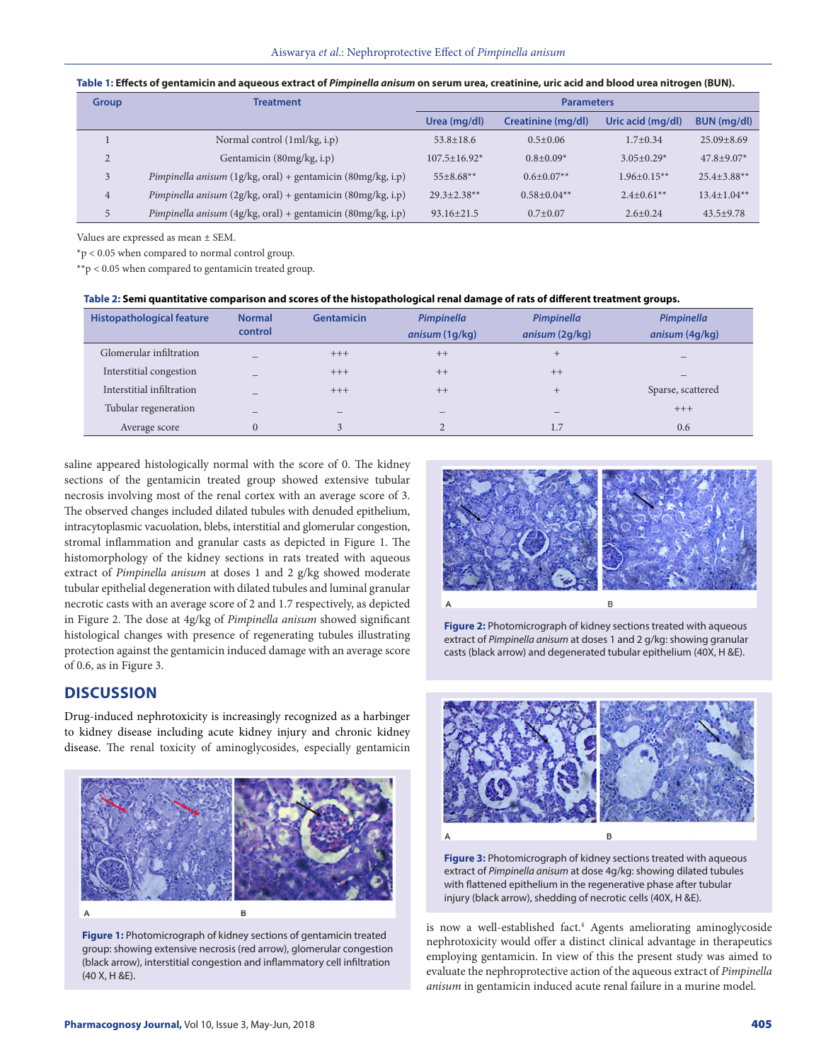**Table 1: Effects of gentamicin and aqueous extract of *Pimpinella anisum* on serum urea, creatinine, uric acid and blood urea nitrogen (BUN).**

| Group | Treatment | Parameters | | | |
|---|---|---|---|---|---|
| | | Urea (mg/dl) | Creatinine (mg/dl) | Uric acid (mg/dl) | BUN (mg/dl) |
| 1 | Normal control (1ml/kg, i.p) | 53.8±18.6 | 0.5±0.06 | 1.7±0.34 | 25.09±8.69 |
| 2 | Gentamicin (80mg/kg, i.p) | 107.5±16.92* | 0.8±0.09* | 3.05±0.29* | 47.8±9.07* |
| 3 | *Pimpinella anisum* (1g/kg, oral) + gentamicin (80mg/kg, i.p) | 55±8.68** | 0.6±0.07** | 1.96±0.15** | 25.4±3.88** |
| 4 | *Pimpinella anisum* (2g/kg, oral) + gentamicin (80mg/kg, i.p) | 29.3±2.38** | 0.58±0.04** | 2.4±0.61** | 13.4±1.04** |
| 5 | *Pimpinella anisum* (4g/kg, oral) + gentamicin (80mg/kg, i.p) | 93.16±21.5 | 0.7±0.07 | 2.6±0.24 | 43.5±9.78 |

Values are expressed as mean ± SEM.

*p < 0.05 when compared to normal control group.

**p < 0.05 when compared to gentamicin treated group.

**Table 2: Semi quantitative comparison and scores of the histopathological renal damage of rats of different treatment groups.**

| Histopathological feature | Normal control | Gentamicin | *Pimpinella anisum* (1g/kg) | *Pimpinella anisum* (2g/kg) | *Pimpinella anisum* (4g/kg) |
|---|---|---|---|---|---|
| Glomerular infiltration | – | +++ | ++ | + | – |
| Interstitial congestion | – | +++ | ++ | ++ | – |
| Interstitial infiltration | – | +++ | ++ | + | Sparse, scattered |
| Tubular regeneration | – | – | – | – | +++ |
| Average score | 0 | 3 | 2 | 1.7 | 0.6 |

saline appeared histologically normal with the score of 0. The kidney sections of the gentamicin treated group showed extensive tubular necrosis involving most of the renal cortex with an average score of 3. The observed changes included dilated tubules with denuded epithelium, intracytoplasmic vacuolation, blebs, interstitial and glomerular congestion, stromal inflammation and granular casts as depicted in Figure 1. The histomorphology of the kidney sections in rats treated with aqueous extract of *Pimpinella anisum* at doses 1 and 2 g/kg showed moderate tubular epithelial degeneration with dilated tubules and luminal granular necrotic casts with an average score of 2 and 1.7 respectively, as depicted in Figure 2. The dose at 4g/kg of *Pimpinella anisum* showed significant histological changes with presence of regenerating tubules illustrating protection against the gentamicin induced damage with an average score of 0.6, as in Figure 3.

## DISCUSSION

Drug-induced nephrotoxicity is increasingly recognized as a harbinger to kidney disease including acute kidney injury and chronic kidney disease. The renal toxicity of aminoglycosides, especially gentamicin is now a well-established fact.[4] Agents ameliorating aminoglycoside nephrotoxicity would offer a distinct clinical advantage in therapeutics employing gentamicin. In view of this the present study was aimed to evaluate the nephroprotective action of the aqueous extract of *Pimpinella anisum* in gentamicin induced acute renal failure in a murine model.

**Figure 1:** Photomicrograph of kidney sections of gentamicin treated group: showing extensive necrosis (red arrow), glomerular congestion (black arrow), interstitial congestion and inflammatory cell infiltration (40 X, H &E).

**Figure 2:** Photomicrograph of kidney sections treated with aqueous extract of *Pimpinella anisum* at doses 1 and 2 g/kg: showing granular casts (black arrow) and degenerated tubular epithelium (40X, H &E).

**Figure 3:** Photomicrograph of kidney sections treated with aqueous extract of *Pimpinella anisum* at dose 4g/kg: showing dilated tubules with flattened epithelium in the regenerative phase after tubular injury (black arrow), shedding of necrotic cells (40X, H &E).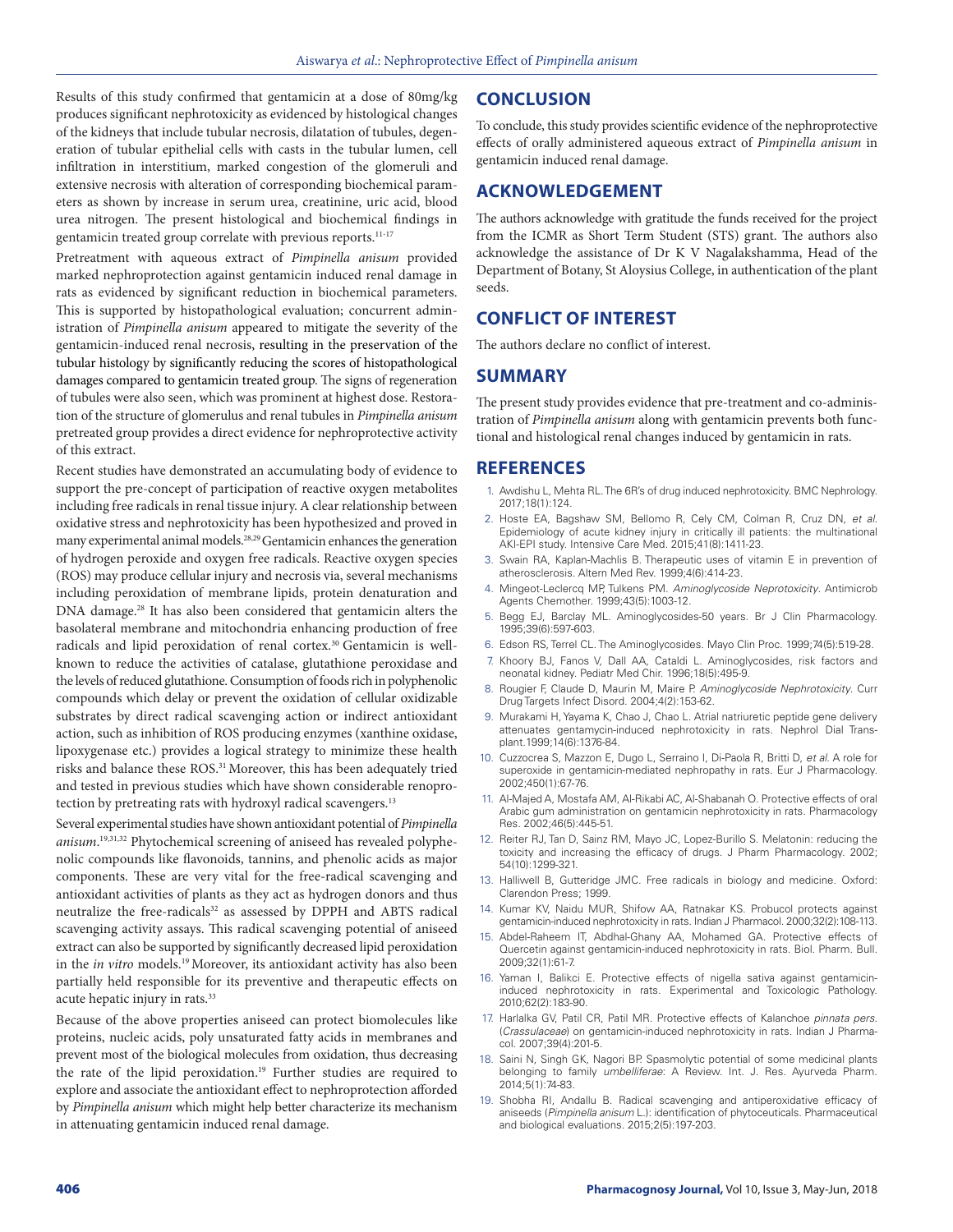Results of this study confirmed that gentamicin at a dose of 80mg/kg produces significant nephrotoxicity as evidenced by histological changes of the kidneys that include tubular necrosis, dilatation of tubules, degeneration of tubular epithelial cells with casts in the tubular lumen, cell infiltration in interstitium, marked congestion of the glomeruli and extensive necrosis with alteration of corresponding biochemical parameters as shown by increase in serum urea, creatinine, uric acid, blood urea nitrogen. The present histological and biochemical findings in gentamicin treated group correlate with previous reports.[11-17]

Pretreatment with aqueous extract of *Pimpinella anisum* provided marked nephroprotection against gentamicin induced renal damage in rats as evidenced by significant reduction in biochemical parameters. This is supported by histopathological evaluation; concurrent administration of *Pimpinella anisum* appeared to mitigate the severity of the gentamicin-induced renal necrosis, resulting in the preservation of the tubular histology by significantly reducing the scores of histopathological damages compared to gentamicin treated group. The signs of regeneration of tubules were also seen, which was prominent at highest dose. Restoration of the structure of glomerulus and renal tubules in *Pimpinella anisum* pretreated group provides a direct evidence for nephroprotective activity of this extract.

Recent studies have demonstrated an accumulating body of evidence to support the pre-concept of participation of reactive oxygen metabolites including free radicals in renal tissue injury. A clear relationship between oxidative stress and nephrotoxicity has been hypothesized and proved in many experimental animal models.[28,29] Gentamicin enhances the generation of hydrogen peroxide and oxygen free radicals. Reactive oxygen species (ROS) may produce cellular injury and necrosis via, several mechanisms including peroxidation of membrane lipids, protein denaturation and DNA damage.[28] It has also been considered that gentamicin alters the basolateral membrane and mitochondria enhancing production of free radicals and lipid peroxidation of renal cortex.[30] Gentamicin is well-known to reduce the activities of catalase, glutathione peroxidase and the levels of reduced glutathione. Consumption of foods rich in polyphenolic compounds which delay or prevent the oxidation of cellular oxidizable substrates by direct radical scavenging action or indirect antioxidant action, such as inhibition of ROS producing enzymes (xanthine oxidase, lipoxygenase etc.) provides a logical strategy to minimize these health risks and balance these ROS.[31] Moreover, this has been adequately tried and tested in previous studies which have shown considerable renoprotection by pretreating rats with hydroxyl radical scavengers.[13]

Several experimental studies have shown antioxidant potential of *Pimpinella anisum*.[19,31,32] Phytochemical screening of aniseed has revealed polyphenolic compounds like flavonoids, tannins, and phenolic acids as major components. These are very vital for the free-radical scavenging and antioxidant activities of plants as they act as hydrogen donors and thus neutralize the free-radicals[32] as assessed by DPPH and ABTS radical scavenging activity assays. This radical scavenging potential of aniseed extract can also be supported by significantly decreased lipid peroxidation in the *in vitro* models.[19] Moreover, its antioxidant activity has also been partially held responsible for its preventive and therapeutic effects on acute hepatic injury in rats.[33]

Because of the above properties aniseed can protect biomolecules like proteins, nucleic acids, poly unsaturated fatty acids in membranes and prevent most of the biological molecules from oxidation, thus decreasing the rate of the lipid peroxidation.[19] Further studies are required to explore and associate the antioxidant effect to nephroprotection afforded by *Pimpinella anisum* which might help better characterize its mechanism in attenuating gentamicin induced renal damage.

## CONCLUSION

To conclude, this study provides scientific evidence of the nephroprotective effects of orally administered aqueous extract of *Pimpinella anisum* in gentamicin induced renal damage.

## ACKNOWLEDGEMENT

The authors acknowledge with gratitude the funds received for the project from the ICMR as Short Term Student (STS) grant. The authors also acknowledge the assistance of Dr K V Nagalakshamma, Head of the Department of Botany, St Aloysius College, in authentication of the plant seeds.

## CONFLICT OF INTEREST

The authors declare no conflict of interest.

## SUMMARY

The present study provides evidence that pre-treatment and co-administration of *Pimpinella anisum* along with gentamicin prevents both functional and histological renal changes induced by gentamicin in rats.

## REFERENCES

1. Awdishu L, Mehta RL. The 6R's of drug induced nephrotoxicity. BMC Nephrology. 2017;18(1):124.
2. Hoste EA, Bagshaw SM, Bellomo R, Cely CM, Colman R, Cruz DN, *et al.* Epidemiology of acute kidney injury in critically ill patients: the multinational AKI-EPI study. Intensive Care Med. 2015;41(8):1411-23.
3. Swain RA, Kaplan-Machlis B. Therapeutic uses of vitamin E in prevention of atherosclerosis. Altern Med Rev. 1999;4(6):414-23.
4. Mingeot-Leclercq MP, Tulkens PM. *Aminoglycoside Neprotoxicity*. Antimicrob Agents Chemother. 1999;43(5):1003-12.
5. Begg EJ, Barclay ML. Aminoglycosides-50 years. Br J Clin Pharmacology. 1995;39(6):597-603.
6. Edson RS, Terrel CL. The Aminoglycosides. Mayo Clin Proc. 1999;74(5):519-28.
7. Khoory BJ, Fanos V, Dall AA, Cataldi L. Aminoglycosides, risk factors and neonatal kidney. Pediatr Med Chir. 1996;18(5):495-9.
8. Rougier F, Claude D, Maurin M, Maire P. *Aminoglycoside Nephrotoxicity*. Curr Drug Targets Infect Disord. 2004;4(2):153-62.
9. Murakami H, Yayama K, Chao J, Chao L. Atrial natriuretic peptide gene delivery attenuates gentamycin-induced nephrotoxicity in rats. Nephrol Dial Transplant.1999;14(6):1376-84.
10. Cuzzocrea S, Mazzon E, Dugo L, Serraino I, Di-Paola R, Britti D, *et al.* A role for superoxide in gentamicin-mediated nephropathy in rats. Eur J Pharmacology. 2002;450(1):67-76.
11. Al-Majed A, Mostafa AM, Al-Rikabi AC, Al-Shabanah O. Protective effects of oral Arabic gum administration on gentamicin nephrotoxicity in rats. Pharmacology Res. 2002;46(5):445-51.
12. Reiter RJ, Tan D, Sainz RM, Mayo JC, Lopez-Burillo S. Melatonin: reducing the toxicity and increasing the efficacy of drugs. J Pharm Pharmacology. 2002; 54(10):1299-321.
13. Halliwell B, Gutteridge JMC. Free radicals in biology and medicine. Oxford: Clarendon Press; 1999.
14. Kumar KV, Naidu MUR, Shifow AA, Ratnakar KS. Probucol protects against gentamicin-induced nephrotoxicity in rats. Indian J Pharmacol. 2000;32(2):108-113.
15. Abdel-Raheem IT, Abdhal-Ghany AA, Mohamed GA. Protective effects of Quercetin against gentamicin-induced nephrotoxicity in rats. Biol. Pharm. Bull. 2009;32(1):61-7.
16. Yaman I, Balikci E. Protective effects of nigella sativa against gentamicin-induced nephrotoxicity in rats. Experimental and Toxicologic Pathology. 2010;62(2):183-90.
17. Harlalka GV, Patil CR, Patil MR. Protective effects of Kalanchoe *pinnata pers.* (*Crassulaceae*) on gentamicin-induced nephrotoxicity in rats. Indian J Pharmacol. 2007;39(4):201-5.
18. Saini N, Singh GK, Nagori BP. Spasmolytic potential of some medicinal plants belonging to family *umbelliferae*: A Review. Int. J. Res. Ayurveda Pharm. 2014;5(1):74-83.
19. Shobha RI, Andallu B. Radical scavenging and antiperoxidative efficacy of aniseeds (*Pimpinella anisum* L.): identification of phytoceuticals. Pharmaceutical and biological evaluations. 2015;2(5):197-203.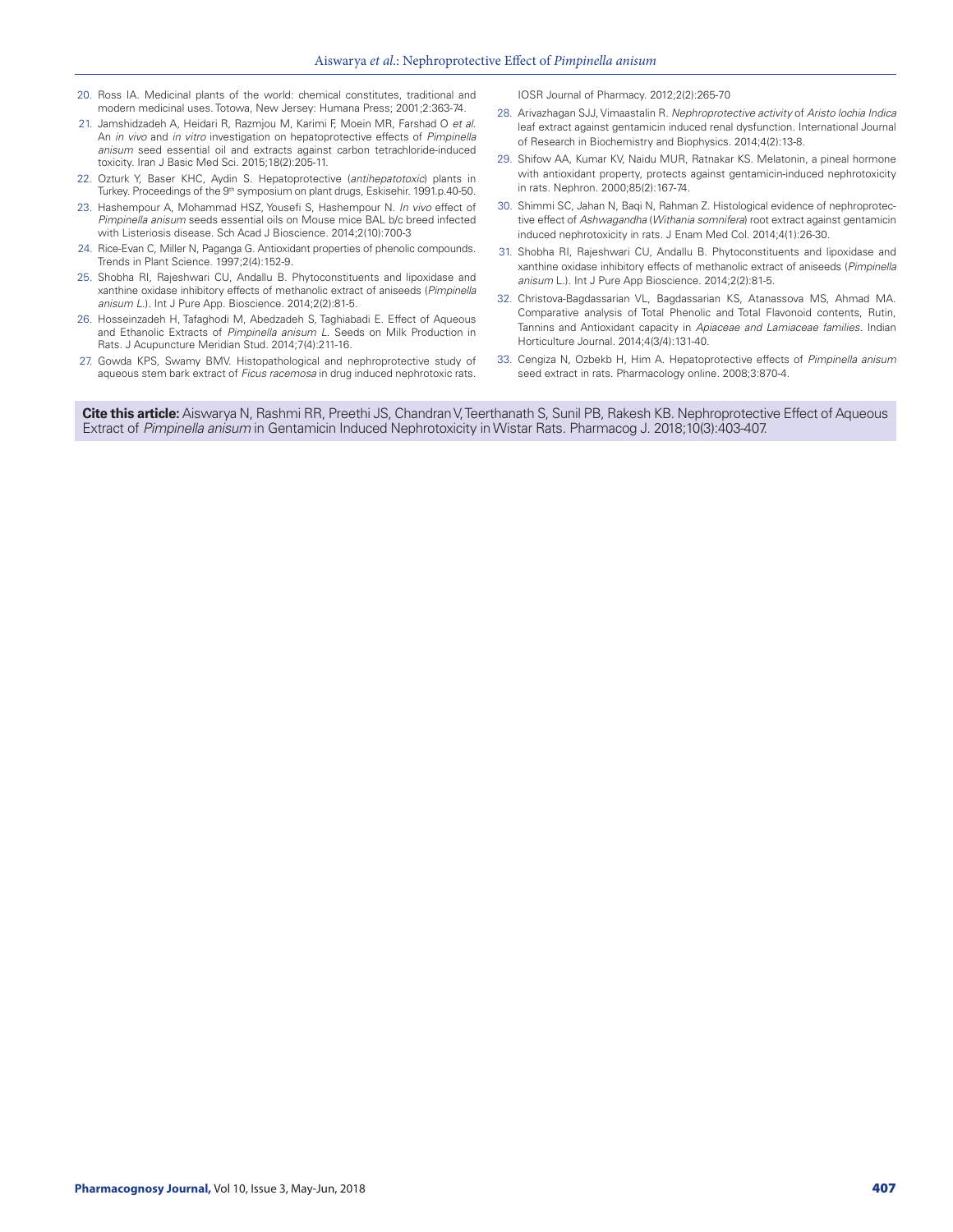20. Ross IA. Medicinal plants of the world: chemical constitutes, traditional and modern medicinal uses. Totowa, New Jersey: Humana Press; 2001;2:363-74.
21. Jamshidzadeh A, Heidari R, Razmjou M, Karimi F, Moein MR, Farshad O *et al*. An *in vivo* and *in vitro* investigation on hepatoprotective effects of *Pimpinella anisum* seed essential oil and extracts against carbon tetrachloride-induced toxicity. Iran J Basic Med Sci. 2015;18(2):205-11.
22. Ozturk Y, Baser KHC, Aydin S. Hepatoprotective (*antihepatotoxic*) plants in Turkey. Proceedings of the 9th symposium on plant drugs, Eskisehir. 1991.p.40-50.
23. Hashempour A, Mohammad HSZ, Yousefi S, Hashempour N. *In vivo* effect of *Pimpinella anisum* seeds essential oils on Mouse mice BAL b/c breed infected with Listeriosis disease. Sch Acad J Bioscience. 2014;2(10):700-3
24. Rice-Evan C, Miller N, Paganga G. Antioxidant properties of phenolic compounds. Trends in Plant Science. 1997;2(4):152-9.
25. Shobha RI, Rajeshwari CU, Andallu B. Phytoconstituents and lipoxidase and xanthine oxidase inhibitory effects of methanolic extract of aniseeds (*Pimpinella anisum L*.). Int J Pure App. Bioscience. 2014;2(2):81-5.
26. Hosseinzadeh H, Tafaghodi M, Abedzadeh S, Taghiabadi E. Effect of Aqueous and Ethanolic Extracts of *Pimpinella anisum L*. Seeds on Milk Production in Rats. J Acupuncture Meridian Stud. 2014;7(4):211-16.
27. Gowda KPS, Swamy BMV. Histopathological and nephroprotective study of aqueous stem bark extract of *Ficus racemosa* in drug induced nephrotoxic rats. IOSR Journal of Pharmacy. 2012;2(2):265-70
28. Arivazhagan SJJ, Vimaastalin R. *Nephroprotective activity* of *Aristo lochia Indica* leaf extract against gentamicin induced renal dysfunction. International Journal of Research in Biochemistry and Biophysics. 2014;4(2):13-8.
29. Shifow AA, Kumar KV, Naidu MUR, Ratnakar KS. Melatonin, a pineal hormone with antioxidant property, protects against gentamicin-induced nephrotoxicity in rats. Nephron. 2000;85(2):167-74.
30. Shimmi SC, Jahan N, Baqi N, Rahman Z. Histological evidence of nephroprotective effect of *Ashwagandha* (*Withania somnifera*) root extract against gentamicin induced nephrotoxicity in rats. J Enam Med Col. 2014;4(1):26-30.
31. Shobha RI, Rajeshwari CU, Andallu B. Phytoconstituents and lipoxidase and xanthine oxidase inhibitory effects of methanolic extract of aniseeds (*Pimpinella anisum* L.). Int J Pure App Bioscience. 2014;2(2):81-5.
32. Christova-Bagdassarian VL, Bagdassarian KS, Atanassova MS, Ahmad MA. Comparative analysis of Total Phenolic and Total Flavonoid contents, Rutin, Tannins and Antioxidant capacity in *Apiaceae and Lamiaceae families*. Indian Horticulture Journal. 2014;4(3/4):131-40.
33. Cengiza N, Ozbekb H, Him A. Hepatoprotective effects of *Pimpinella anisum* seed extract in rats. Pharmacology online. 2008;3:870-4.

**Cite this article:** Aiswarya N, Rashmi RR, Preethi JS, Chandran V, Teerthanath S, Sunil PB, Rakesh KB. Nephroprotective Effect of Aqueous Extract of *Pimpinella anisum* in Gentamicin Induced Nephrotoxicity in Wistar Rats. Pharmacog J. 2018;10(3):403-407.